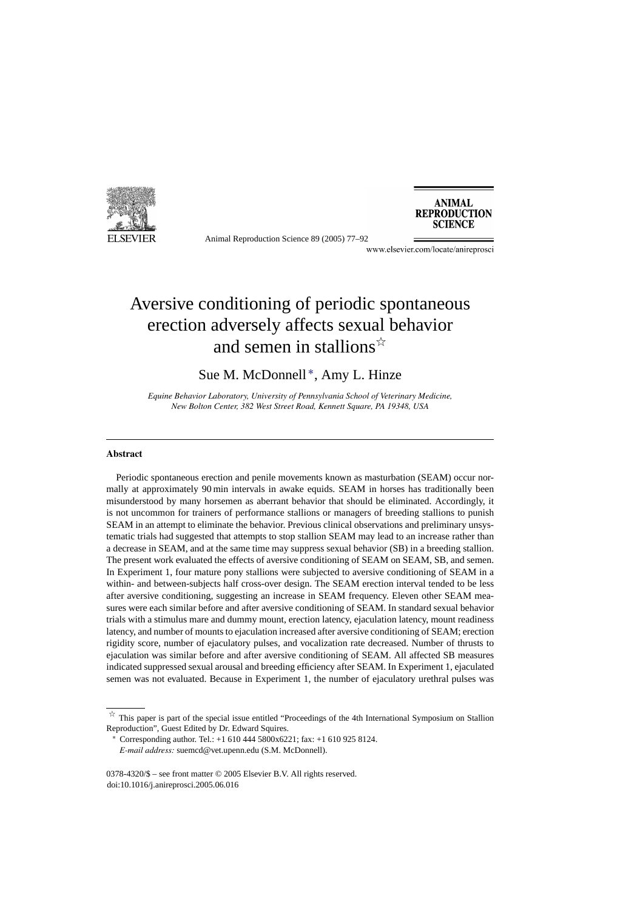# Aversive conditioning of periodic spontaneous erection adversely affects sexual behavior and semen in stallions[☆]

Sue M. McDonnell[*], Amy L. Hinze

*Equine Behavior Laboratory, University of Pennsylvania School of Veterinary Medicine, New Bolton Center, 382 West Street Road, Kennett Square, PA 19348, USA*

---

## Abstract

Periodic spontaneous erection and penile movements known as masturbation (SEAM) occur normally at approximately 90 min intervals in awake equids. SEAM in horses has traditionally been misunderstood by many horsemen as aberrant behavior that should be eliminated. Accordingly, it is not uncommon for trainers of performance stallions or managers of breeding stallions to punish SEAM in an attempt to eliminate the behavior. Previous clinical observations and preliminary unsystematic trials had suggested that attempts to stop stallion SEAM may lead to an increase rather than a decrease in SEAM, and at the same time may suppress sexual behavior (SB) in a breeding stallion. The present work evaluated the effects of aversive conditioning of SEAM on SEAM, SB, and semen. In Experiment 1, four mature pony stallions were subjected to aversive conditioning of SEAM in a within- and between-subjects half cross-over design. The SEAM erection interval tended to be less after aversive conditioning, suggesting an increase in SEAM frequency. Eleven other SEAM measures were each similar before and after aversive conditioning of SEAM. In standard sexual behavior trials with a stimulus mare and dummy mount, erection latency, ejaculation latency, mount readiness latency, and number of mounts to ejaculation increased after aversive conditioning of SEAM; erection rigidity score, number of ejaculatory pulses, and vocalization rate decreased. Number of thrusts to ejaculation was similar before and after aversive conditioning of SEAM. All affected SB measures indicated suppressed sexual arousal and breeding efficiency after SEAM. In Experiment 1, ejaculated semen was not evaluated. Because in Experiment 1, the number of ejaculatory urethral pulses was

---

[☆] This paper is part of the special issue entitled "Proceedings of the 4th International Symposium on Stallion Reproduction", Guest Edited by Dr. Edward Squires.

[*] Corresponding author. Tel.: +1 610 444 5800x6221; fax: +1 610 925 8124.
*E-mail address:* suemcd@vet.upenn.edu (S.M. McDonnell).

0378-4320/$ – see front matter © 2005 Elsevier B.V. All rights reserved.
doi:10.1016/j.anireprosci.2005.06.016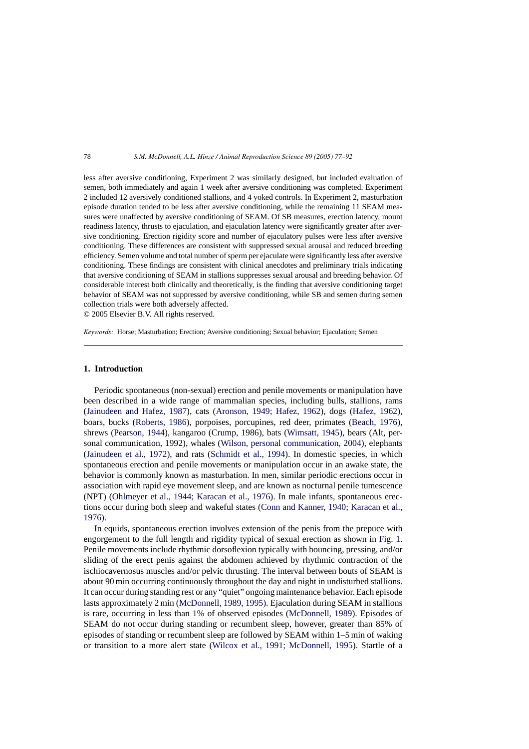less after aversive conditioning, Experiment 2 was similarly designed, but included evaluation of semen, both immediately and again 1 week after aversive conditioning was completed. Experiment 2 included 12 aversively conditioned stallions, and 4 yoked controls. In Experiment 2, masturbation episode duration tended to be less after aversive conditioning, while the remaining 11 SEAM measures were unaffected by aversive conditioning of SEAM. Of SB measures, erection latency, mount readiness latency, thrusts to ejaculation, and ejaculation latency were significantly greater after aversive conditioning. Erection rigidity score and number of ejaculatory pulses were less after aversive conditioning. These differences are consistent with suppressed sexual arousal and reduced breeding efficiency. Semen volume and total number of sperm per ejaculate were significantly less after aversive conditioning. These findings are consistent with clinical anecdotes and preliminary trials indicating that aversive conditioning of SEAM in stallions suppresses sexual arousal and breeding behavior. Of considerable interest both clinically and theoretically, is the finding that aversive conditioning target behavior of SEAM was not suppressed by aversive conditioning, while SB and semen during semen collection trials were both adversely affected.

© 2005 Elsevier B.V. All rights reserved.

*Keywords:* Horse; Masturbation; Erection; Aversive conditioning; Sexual behavior; Ejaculation; Semen

## 1. Introduction

Periodic spontaneous (non-sexual) erection and penile movements or manipulation have been described in a wide range of mammalian species, including bulls, stallions, rams (Jainudeen and Hafez, 1987), cats (Aronson, 1949; Hafez, 1962), dogs (Hafez, 1962), boars, bucks (Roberts, 1986), porpoises, porcupines, red deer, primates (Beach, 1976), shrews (Pearson, 1944), kangaroo (Crump, 1986), bats (Wimsatt, 1945), bears (Alt, personal communication, 1992), whales (Wilson, personal communication, 2004), elephants (Jainudeen et al., 1972), and rats (Schmidt et al., 1994). In domestic species, in which spontaneous erection and penile movements or manipulation occur in an awake state, the behavior is commonly known as masturbation. In men, similar periodic erections occur in association with rapid eye movement sleep, and are known as nocturnal penile tumescence (NPT) (Ohlmeyer et al., 1944; Karacan et al., 1976). In male infants, spontaneous erections occur during both sleep and wakeful states (Conn and Kanner, 1940; Karacan et al., 1976).

In equids, spontaneous erection involves extension of the penis from the prepuce with engorgement to the full length and rigidity typical of sexual erection as shown in Fig. 1. Penile movements include rhythmic dorsoflexion typically with bouncing, pressing, and/or sliding of the erect penis against the abdomen achieved by rhythmic contraction of the ischiocavernosus muscles and/or pelvic thrusting. The interval between bouts of SEAM is about 90 min occurring continuously throughout the day and night in undisturbed stallions. It can occur during standing rest or any "quiet" ongoing maintenance behavior. Each episode lasts approximately 2 min (McDonnell, 1989, 1995). Ejaculation during SEAM in stallions is rare, occurring in less than 1% of observed episodes (McDonnell, 1989). Episodes of SEAM do not occur during standing or recumbent sleep, however, greater than 85% of episodes of standing or recumbent sleep are followed by SEAM within 1–5 min of waking or transition to a more alert state (Wilcox et al., 1991; McDonnell, 1995). Startle of a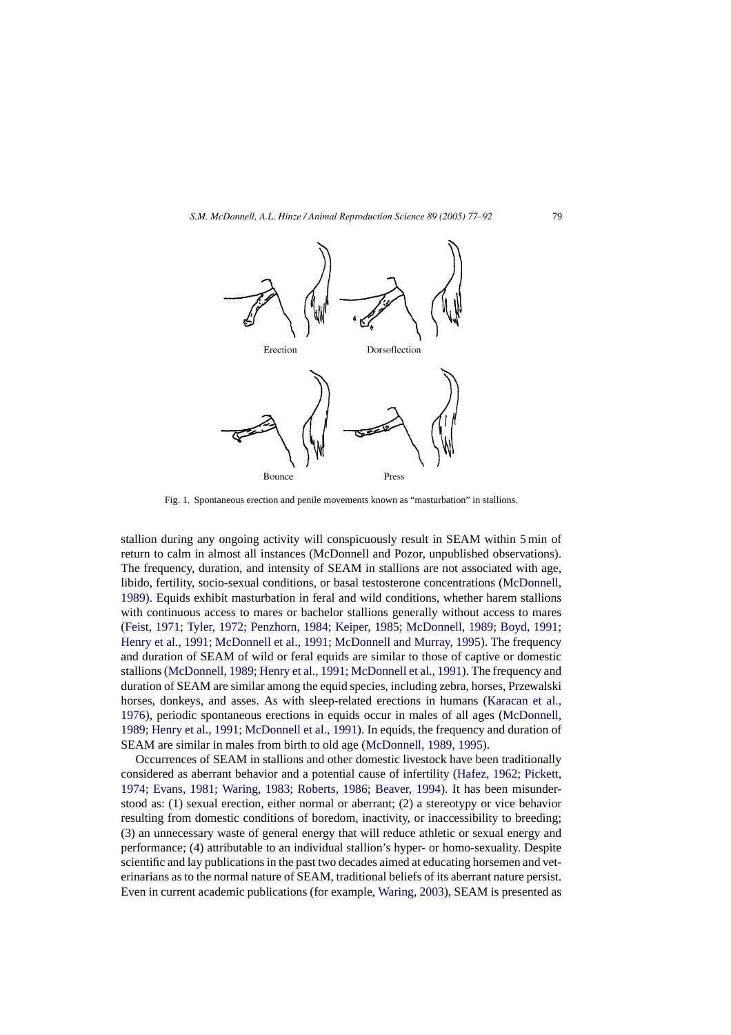Erection

Dorsoflection

Bounce

Press

Fig. 1. Spontaneous erection and penile movements known as "masturbation" in stallions.

stallion during any ongoing activity will conspicuously result in SEAM within 5 min of return to calm in almost all instances (McDonnell and Pozor, unpublished observations). The frequency, duration, and intensity of SEAM in stallions are not associated with age, libido, fertility, socio-sexual conditions, or basal testosterone concentrations (McDonnell, 1989). Equids exhibit masturbation in feral and wild conditions, whether harem stallions with continuous access to mares or bachelor stallions generally without access to mares (Feist, 1971; Tyler, 1972; Penzhorn, 1984; Keiper, 1985; McDonnell, 1989; Boyd, 1991; Henry et al., 1991; McDonnell et al., 1991; McDonnell and Murray, 1995). The frequency and duration of SEAM of wild or feral equids are similar to those of captive or domestic stallions (McDonnell, 1989; Henry et al., 1991; McDonnell et al., 1991). The frequency and duration of SEAM are similar among the equid species, including zebra, horses, Przewalski horses, donkeys, and asses. As with sleep-related erections in humans (Karacan et al., 1976), periodic spontaneous erections in equids occur in males of all ages (McDonnell, 1989; Henry et al., 1991; McDonnell et al., 1991). In equids, the frequency and duration of SEAM are similar in males from birth to old age (McDonnell, 1989, 1995).

Occurrences of SEAM in stallions and other domestic livestock have been traditionally considered as aberrant behavior and a potential cause of infertility (Hafez, 1962; Pickett, 1974; Evans, 1981; Waring, 1983; Roberts, 1986; Beaver, 1994). It has been misunderstood as: (1) sexual erection, either normal or aberrant; (2) a stereotypy or vice behavior resulting from domestic conditions of boredom, inactivity, or inaccessibility to breeding; (3) an unnecessary waste of general energy that will reduce athletic or sexual energy and performance; (4) attributable to an individual stallion's hyper- or homo-sexuality. Despite scientific and lay publications in the past two decades aimed at educating horsemen and veterinarians as to the normal nature of SEAM, traditional beliefs of its aberrant nature persist. Even in current academic publications (for example, Waring, 2003), SEAM is presented as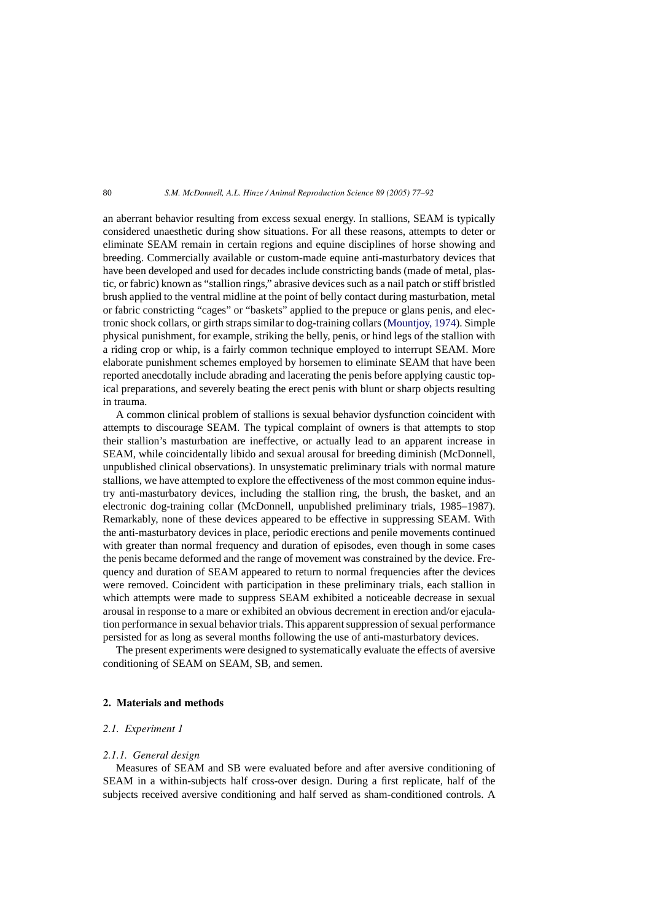an aberrant behavior resulting from excess sexual energy. In stallions, SEAM is typically considered unaesthetic during show situations. For all these reasons, attempts to deter or eliminate SEAM remain in certain regions and equine disciplines of horse showing and breeding. Commercially available or custom-made equine anti-masturbatory devices that have been developed and used for decades include constricting bands (made of metal, plastic, or fabric) known as "stallion rings," abrasive devices such as a nail patch or stiff bristled brush applied to the ventral midline at the point of belly contact during masturbation, metal or fabric constricting "cages" or "baskets" applied to the prepuce or glans penis, and electronic shock collars, or girth straps similar to dog-training collars (Mountjoy, 1974). Simple physical punishment, for example, striking the belly, penis, or hind legs of the stallion with a riding crop or whip, is a fairly common technique employed to interrupt SEAM. More elaborate punishment schemes employed by horsemen to eliminate SEAM that have been reported anecdotally include abrading and lacerating the penis before applying caustic topical preparations, and severely beating the erect penis with blunt or sharp objects resulting in trauma.

A common clinical problem of stallions is sexual behavior dysfunction coincident with attempts to discourage SEAM. The typical complaint of owners is that attempts to stop their stallion's masturbation are ineffective, or actually lead to an apparent increase in SEAM, while coincidentally libido and sexual arousal for breeding diminish (McDonnell, unpublished clinical observations). In unsystematic preliminary trials with normal mature stallions, we have attempted to explore the effectiveness of the most common equine industry anti-masturbatory devices, including the stallion ring, the brush, the basket, and an electronic dog-training collar (McDonnell, unpublished preliminary trials, 1985–1987). Remarkably, none of these devices appeared to be effective in suppressing SEAM. With the anti-masturbatory devices in place, periodic erections and penile movements continued with greater than normal frequency and duration of episodes, even though in some cases the penis became deformed and the range of movement was constrained by the device. Frequency and duration of SEAM appeared to return to normal frequencies after the devices were removed. Coincident with participation in these preliminary trials, each stallion in which attempts were made to suppress SEAM exhibited a noticeable decrease in sexual arousal in response to a mare or exhibited an obvious decrement in erection and/or ejaculation performance in sexual behavior trials. This apparent suppression of sexual performance persisted for as long as several months following the use of anti-masturbatory devices.

The present experiments were designed to systematically evaluate the effects of aversive conditioning of SEAM on SEAM, SB, and semen.

## 2. Materials and methods

### *2.1. Experiment 1*

#### *2.1.1. General design*

Measures of SEAM and SB were evaluated before and after aversive conditioning of SEAM in a within-subjects half cross-over design. During a first replicate, half of the subjects received aversive conditioning and half served as sham-conditioned controls. A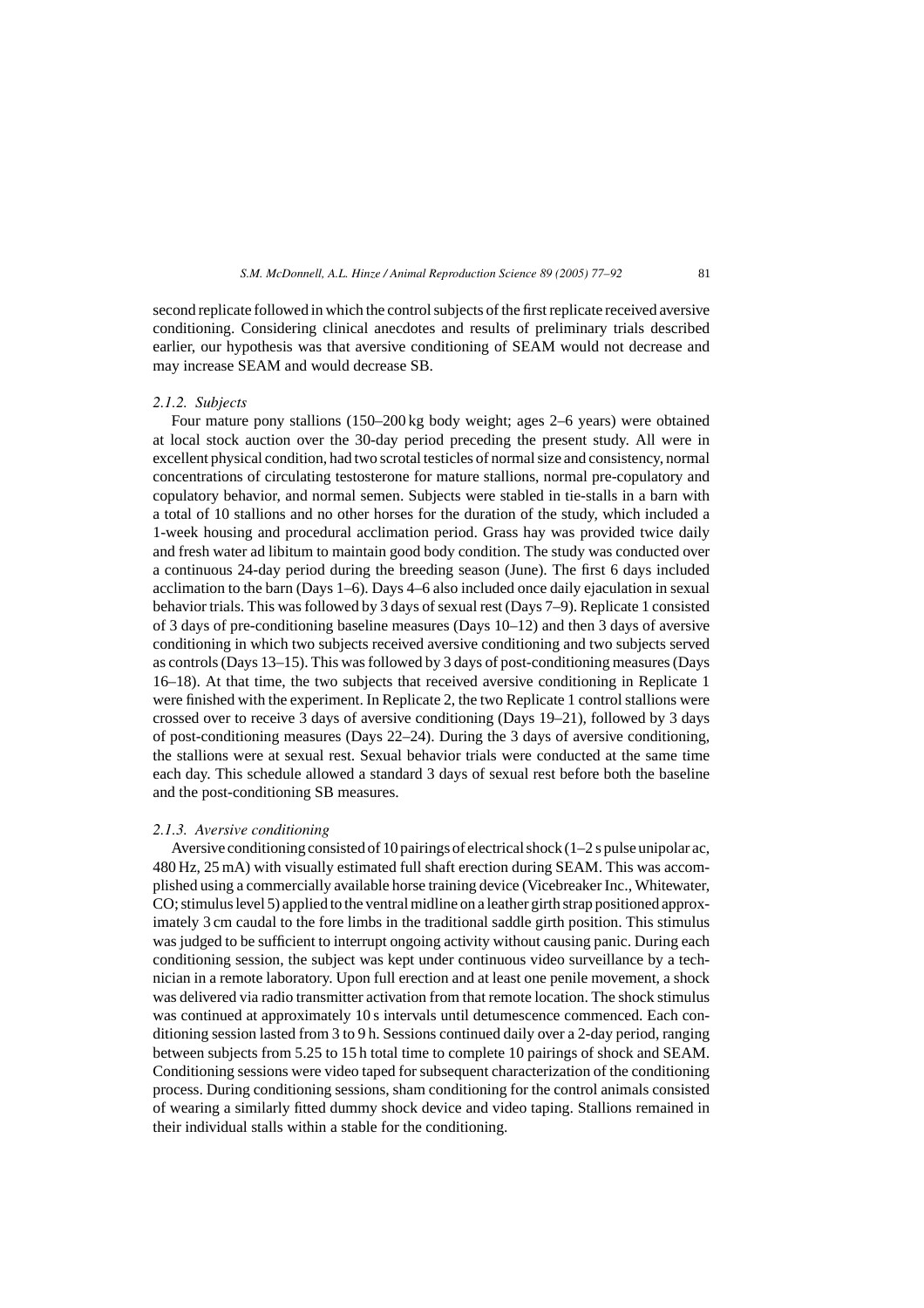second replicate followed in which the control subjects of the first replicate received aversive conditioning. Considering clinical anecdotes and results of preliminary trials described earlier, our hypothesis was that aversive conditioning of SEAM would not decrease and may increase SEAM and would decrease SB.

#### *2.1.2. Subjects*

Four mature pony stallions (150–200 kg body weight; ages 2–6 years) were obtained at local stock auction over the 30-day period preceding the present study. All were in excellent physical condition, had two scrotal testicles of normal size and consistency, normal concentrations of circulating testosterone for mature stallions, normal pre-copulatory and copulatory behavior, and normal semen. Subjects were stabled in tie-stalls in a barn with a total of 10 stallions and no other horses for the duration of the study, which included a 1-week housing and procedural acclimation period. Grass hay was provided twice daily and fresh water ad libitum to maintain good body condition. The study was conducted over a continuous 24-day period during the breeding season (June). The first 6 days included acclimation to the barn (Days 1–6). Days 4–6 also included once daily ejaculation in sexual behavior trials. This was followed by 3 days of sexual rest (Days 7–9). Replicate 1 consisted of 3 days of pre-conditioning baseline measures (Days 10–12) and then 3 days of aversive conditioning in which two subjects received aversive conditioning and two subjects served as controls (Days 13–15). This was followed by 3 days of post-conditioning measures (Days 16–18). At that time, the two subjects that received aversive conditioning in Replicate 1 were finished with the experiment. In Replicate 2, the two Replicate 1 control stallions were crossed over to receive 3 days of aversive conditioning (Days 19–21), followed by 3 days of post-conditioning measures (Days 22–24). During the 3 days of aversive conditioning, the stallions were at sexual rest. Sexual behavior trials were conducted at the same time each day. This schedule allowed a standard 3 days of sexual rest before both the baseline and the post-conditioning SB measures.

#### *2.1.3. Aversive conditioning*

Aversive conditioning consisted of 10 pairings of electrical shock (1–2 s pulse unipolar ac, 480 Hz, 25 mA) with visually estimated full shaft erection during SEAM. This was accomplished using a commercially available horse training device (Vicebreaker Inc., Whitewater, CO; stimulus level 5) applied to the ventral midline on a leather girth strap positioned approximately 3 cm caudal to the fore limbs in the traditional saddle girth position. This stimulus was judged to be sufficient to interrupt ongoing activity without causing panic. During each conditioning session, the subject was kept under continuous video surveillance by a technician in a remote laboratory. Upon full erection and at least one penile movement, a shock was delivered via radio transmitter activation from that remote location. The shock stimulus was continued at approximately 10 s intervals until detumescence commenced. Each conditioning session lasted from 3 to 9 h. Sessions continued daily over a 2-day period, ranging between subjects from 5.25 to 15 h total time to complete 10 pairings of shock and SEAM. Conditioning sessions were video taped for subsequent characterization of the conditioning process. During conditioning sessions, sham conditioning for the control animals consisted of wearing a similarly fitted dummy shock device and video taping. Stallions remained in their individual stalls within a stable for the conditioning.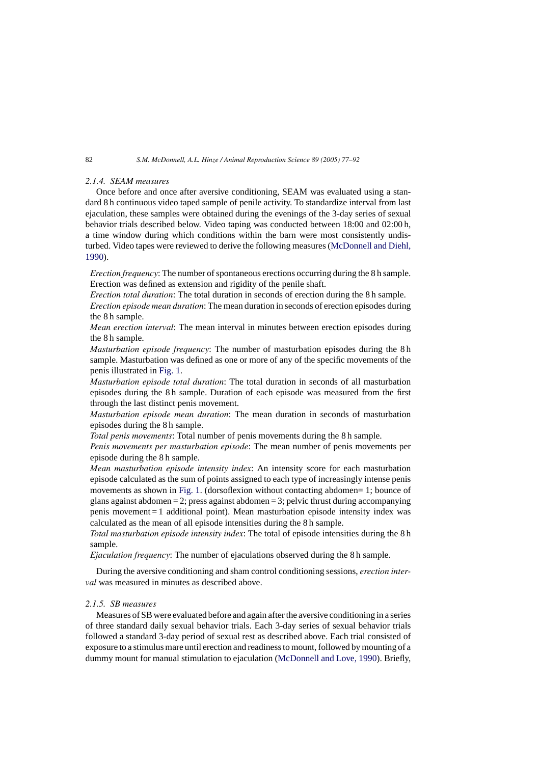### 2.1.4. SEAM measures

Once before and once after aversive conditioning, SEAM was evaluated using a standard 8 h continuous video taped sample of penile activity. To standardize interval from last ejaculation, these samples were obtained during the evenings of the 3-day series of sexual behavior trials described below. Video taping was conducted between 18:00 and 02:00 h, a time window during which conditions within the barn were most consistently undisturbed. Video tapes were reviewed to derive the following measures (McDonnell and Diehl, 1990).

*Erection frequency*: The number of spontaneous erections occurring during the 8 h sample. Erection was defined as extension and rigidity of the penile shaft.

*Erection total duration*: The total duration in seconds of erection during the 8 h sample.

*Erection episode mean duration*: The mean duration in seconds of erection episodes during the 8 h sample.

*Mean erection interval*: The mean interval in minutes between erection episodes during the 8 h sample.

*Masturbation episode frequency*: The number of masturbation episodes during the 8 h sample. Masturbation was defined as one or more of any of the specific movements of the penis illustrated in Fig. 1.

*Masturbation episode total duration*: The total duration in seconds of all masturbation episodes during the 8 h sample. Duration of each episode was measured from the first through the last distinct penis movement.

*Masturbation episode mean duration*: The mean duration in seconds of masturbation episodes during the 8 h sample.

*Total penis movements*: Total number of penis movements during the 8 h sample.

*Penis movements per masturbation episode*: The mean number of penis movements per episode during the 8 h sample.

*Mean masturbation episode intensity index*: An intensity score for each masturbation episode calculated as the sum of points assigned to each type of increasingly intense penis movements as shown in Fig. 1. (dorsoflexion without contacting abdomen= 1; bounce of glans against abdomen = 2; press against abdomen = 3; pelvic thrust during accompanying penis movement = 1 additional point). Mean masturbation episode intensity index was calculated as the mean of all episode intensities during the 8 h sample.

*Total masturbation episode intensity index*: The total of episode intensities during the 8 h sample.

*Ejaculation frequency*: The number of ejaculations observed during the 8 h sample.

During the aversive conditioning and sham control conditioning sessions, *erection interval* was measured in minutes as described above.

### 2.1.5. SB measures

Measures of SB were evaluated before and again after the aversive conditioning in a series of three standard daily sexual behavior trials. Each 3-day series of sexual behavior trials followed a standard 3-day period of sexual rest as described above. Each trial consisted of exposure to a stimulus mare until erection and readiness to mount, followed by mounting of a dummy mount for manual stimulation to ejaculation (McDonnell and Love, 1990). Briefly,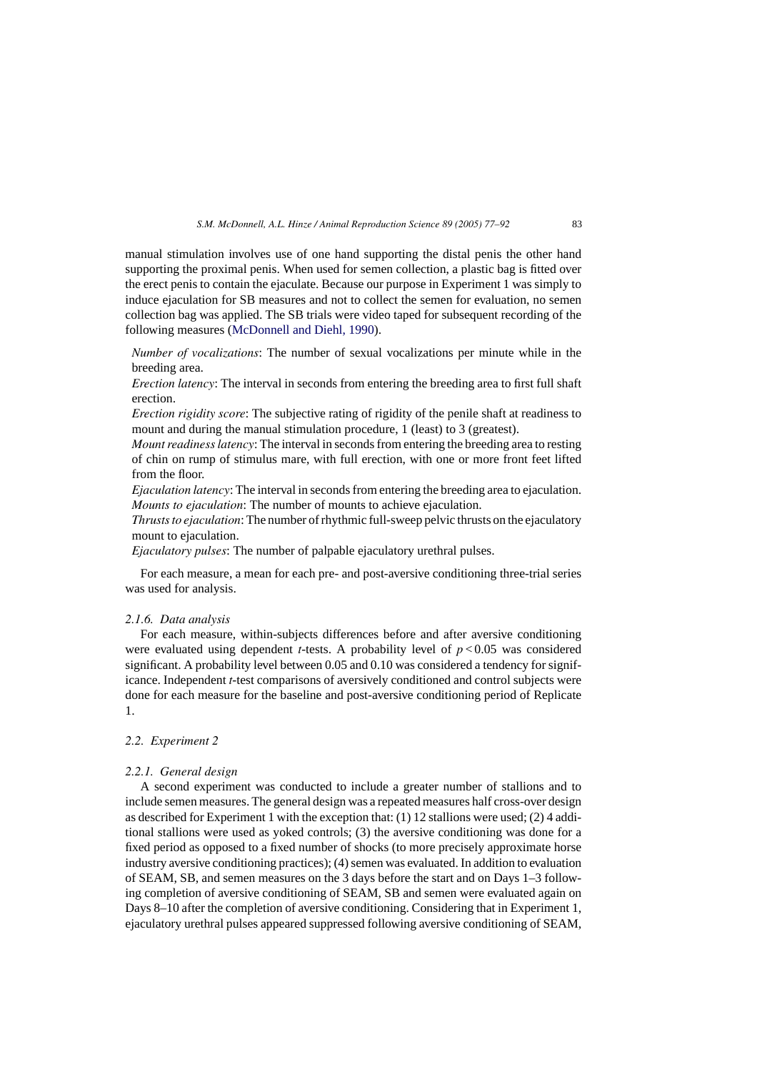manual stimulation involves use of one hand supporting the distal penis the other hand supporting the proximal penis. When used for semen collection, a plastic bag is fitted over the erect penis to contain the ejaculate. Because our purpose in Experiment 1 was simply to induce ejaculation for SB measures and not to collect the semen for evaluation, no semen collection bag was applied. The SB trials were video taped for subsequent recording of the following measures (McDonnell and Diehl, 1990).

*Number of vocalizations*: The number of sexual vocalizations per minute while in the breeding area.
*Erection latency*: The interval in seconds from entering the breeding area to first full shaft erection.
*Erection rigidity score*: The subjective rating of rigidity of the penile shaft at readiness to mount and during the manual stimulation procedure, 1 (least) to 3 (greatest).
*Mount readiness latency*: The interval in seconds from entering the breeding area to resting of chin on rump of stimulus mare, with full erection, with one or more front feet lifted from the floor.
*Ejaculation latency*: The interval in seconds from entering the breeding area to ejaculation.
*Mounts to ejaculation*: The number of mounts to achieve ejaculation.
*Thrusts to ejaculation*: The number of rhythmic full-sweep pelvic thrusts on the ejaculatory mount to ejaculation.
*Ejaculatory pulses*: The number of palpable ejaculatory urethral pulses.

For each measure, a mean for each pre- and post-aversive conditioning three-trial series was used for analysis.

#### 2.1.6. Data analysis

For each measure, within-subjects differences before and after aversive conditioning were evaluated using dependent *t*-tests. A probability level of $p < 0.05$ was considered significant. A probability level between 0.05 and 0.10 was considered a tendency for significance. Independent *t*-test comparisons of aversively conditioned and control subjects were done for each measure for the baseline and post-aversive conditioning period of Replicate 1.

### 2.2. Experiment 2

#### 2.2.1. General design

A second experiment was conducted to include a greater number of stallions and to include semen measures. The general design was a repeated measures half cross-over design as described for Experiment 1 with the exception that: (1) 12 stallions were used; (2) 4 additional stallions were used as yoked controls; (3) the aversive conditioning was done for a fixed period as opposed to a fixed number of shocks (to more precisely approximate horse industry aversive conditioning practices); (4) semen was evaluated. In addition to evaluation of SEAM, SB, and semen measures on the 3 days before the start and on Days 1–3 following completion of aversive conditioning of SEAM, SB and semen were evaluated again on Days 8–10 after the completion of aversive conditioning. Considering that in Experiment 1, ejaculatory urethral pulses appeared suppressed following aversive conditioning of SEAM,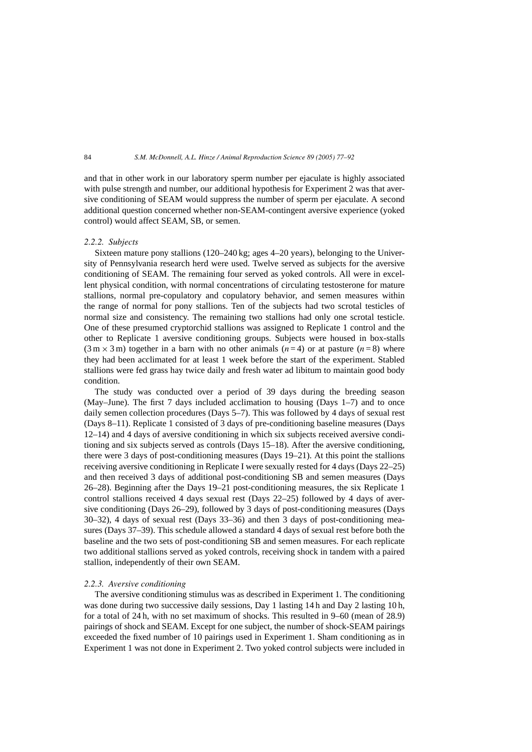and that in other work in our laboratory sperm number per ejaculate is highly associated with pulse strength and number, our additional hypothesis for Experiment 2 was that aversive conditioning of SEAM would suppress the number of sperm per ejaculate. A second additional question concerned whether non-SEAM-contingent aversive experience (yoked control) would affect SEAM, SB, or semen.

### *2.2.2. Subjects*

Sixteen mature pony stallions (120–240 kg; ages 4–20 years), belonging to the University of Pennsylvania research herd were used. Twelve served as subjects for the aversive conditioning of SEAM. The remaining four served as yoked controls. All were in excellent physical condition, with normal concentrations of circulating testosterone for mature stallions, normal pre-copulatory and copulatory behavior, and semen measures within the range of normal for pony stallions. Ten of the subjects had two scrotal testicles of normal size and consistency. The remaining two stallions had only one scrotal testicle. One of these presumed cryptorchid stallions was assigned to Replicate 1 control and the other to Replicate 1 aversive conditioning groups. Subjects were housed in box-stalls ($3\,\text{m} \times 3\,\text{m}$) together in a barn with no other animals ($n = 4$) or at pasture ($n = 8$) where they had been acclimated for at least 1 week before the start of the experiment. Stabled stallions were fed grass hay twice daily and fresh water ad libitum to maintain good body condition.

The study was conducted over a period of 39 days during the breeding season (May–June). The first 7 days included acclimation to housing (Days 1–7) and to once daily semen collection procedures (Days 5–7). This was followed by 4 days of sexual rest (Days 8–11). Replicate 1 consisted of 3 days of pre-conditioning baseline measures (Days 12–14) and 4 days of aversive conditioning in which six subjects received aversive conditioning and six subjects served as controls (Days 15–18). After the aversive conditioning, there were 3 days of post-conditioning measures (Days 19–21). At this point the stallions receiving aversive conditioning in Replicate I were sexually rested for 4 days (Days 22–25) and then received 3 days of additional post-conditioning SB and semen measures (Days 26–28). Beginning after the Days 19–21 post-conditioning measures, the six Replicate 1 control stallions received 4 days sexual rest (Days 22–25) followed by 4 days of aversive conditioning (Days 26–29), followed by 3 days of post-conditioning measures (Days 30–32), 4 days of sexual rest (Days 33–36) and then 3 days of post-conditioning measures (Days 37–39). This schedule allowed a standard 4 days of sexual rest before both the baseline and the two sets of post-conditioning SB and semen measures. For each replicate two additional stallions served as yoked controls, receiving shock in tandem with a paired stallion, independently of their own SEAM.

### *2.2.3. Aversive conditioning*

The aversive conditioning stimulus was as described in Experiment 1. The conditioning was done during two successive daily sessions, Day 1 lasting 14 h and Day 2 lasting 10 h, for a total of 24 h, with no set maximum of shocks. This resulted in 9–60 (mean of 28.9) pairings of shock and SEAM. Except for one subject, the number of shock-SEAM pairings exceeded the fixed number of 10 pairings used in Experiment 1. Sham conditioning as in Experiment 1 was not done in Experiment 2. Two yoked control subjects were included in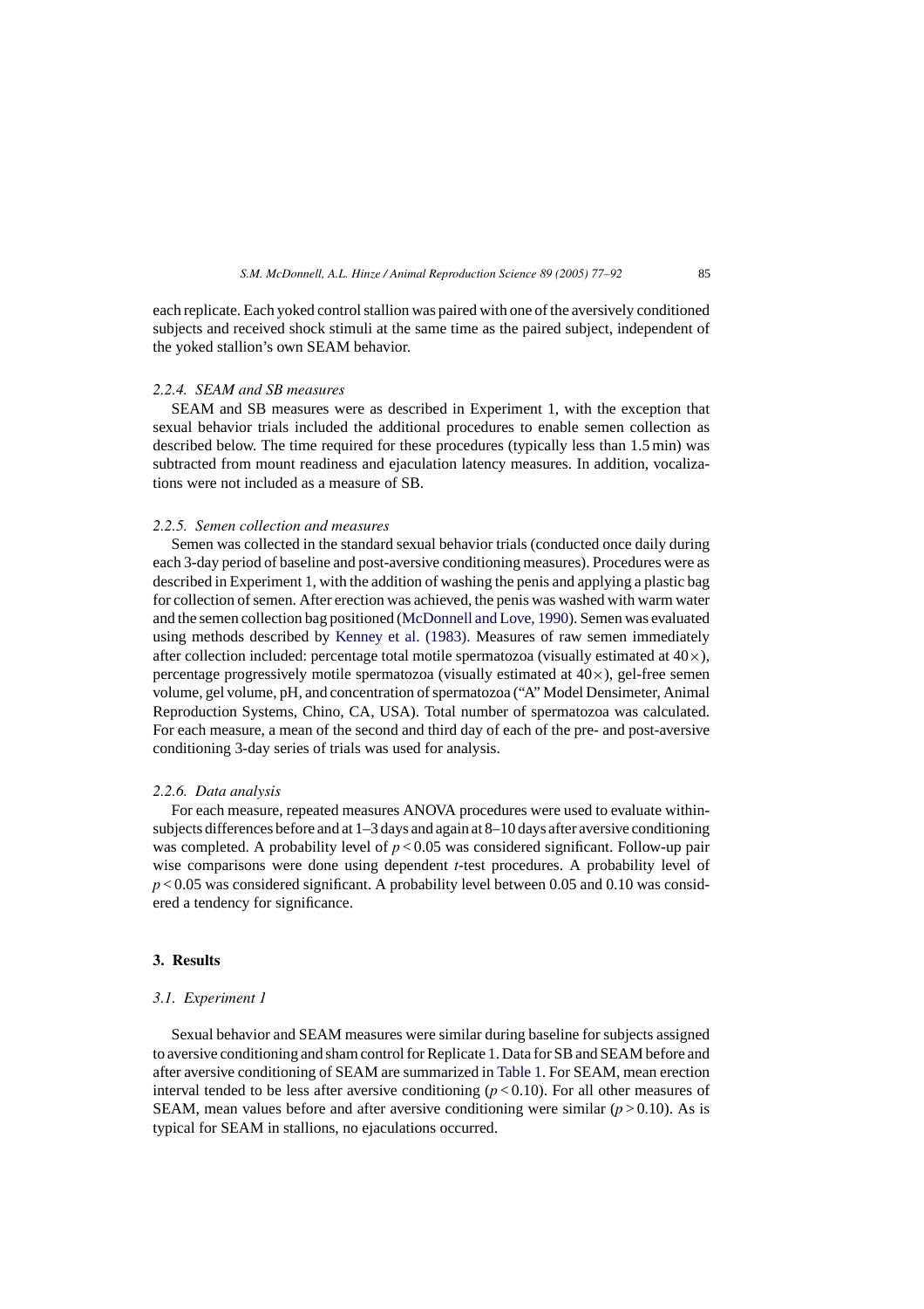each replicate. Each yoked control stallion was paired with one of the aversively conditioned subjects and received shock stimuli at the same time as the paired subject, independent of the yoked stallion's own SEAM behavior.

### *2.2.4. SEAM and SB measures*

SEAM and SB measures were as described in Experiment 1, with the exception that sexual behavior trials included the additional procedures to enable semen collection as described below. The time required for these procedures (typically less than 1.5 min) was subtracted from mount readiness and ejaculation latency measures. In addition, vocalizations were not included as a measure of SB.

### *2.2.5. Semen collection and measures*

Semen was collected in the standard sexual behavior trials (conducted once daily during each 3-day period of baseline and post-aversive conditioning measures). Procedures were as described in Experiment 1, with the addition of washing the penis and applying a plastic bag for collection of semen. After erection was achieved, the penis was washed with warm water and the semen collection bag positioned (McDonnell and Love, 1990). Semen was evaluated using methods described by Kenney et al. (1983). Measures of raw semen immediately after collection included: percentage total motile spermatozoa (visually estimated at 40×), percentage progressively motile spermatozoa (visually estimated at 40×), gel-free semen volume, gel volume, pH, and concentration of spermatozoa ("A" Model Densimeter, Animal Reproduction Systems, Chino, CA, USA). Total number of spermatozoa was calculated. For each measure, a mean of the second and third day of each of the pre- and post-aversive conditioning 3-day series of trials was used for analysis.

### *2.2.6. Data analysis*

For each measure, repeated measures ANOVA procedures were used to evaluate within-subjects differences before and at 1–3 days and again at 8–10 days after aversive conditioning was completed. A probability level of $p < 0.05$ was considered significant. Follow-up pair wise comparisons were done using dependent *t*-test procedures. A probability level of $p < 0.05$ was considered significant. A probability level between 0.05 and 0.10 was considered a tendency for significance.

## 3. Results

### *3.1. Experiment 1*

Sexual behavior and SEAM measures were similar during baseline for subjects assigned to aversive conditioning and sham control for Replicate 1. Data for SB and SEAM before and after aversive conditioning of SEAM are summarized in Table 1. For SEAM, mean erection interval tended to be less after aversive conditioning ($p < 0.10$). For all other measures of SEAM, mean values before and after aversive conditioning were similar ($p > 0.10$). As is typical for SEAM in stallions, no ejaculations occurred.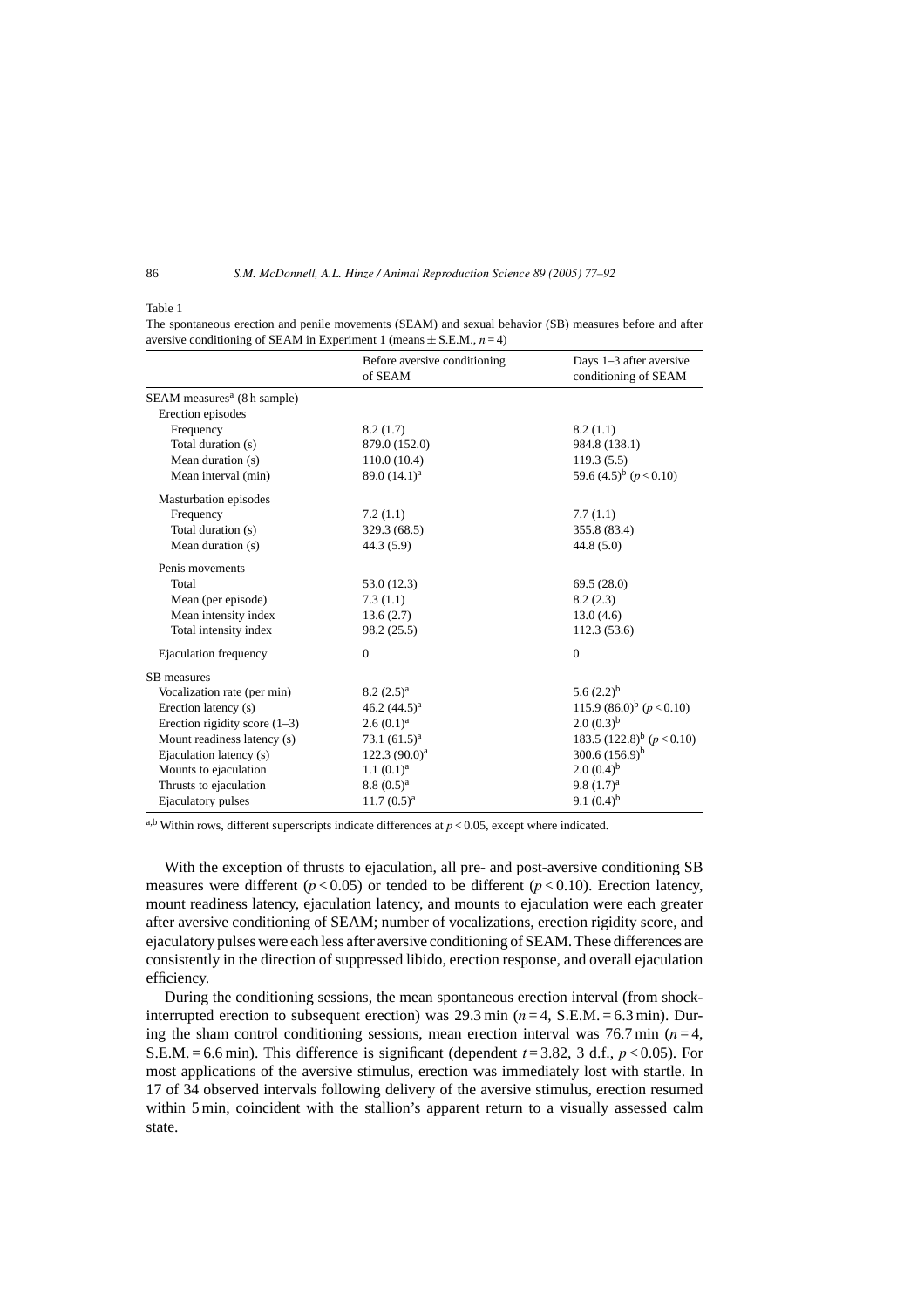Table 1

The spontaneous erection and penile movements (SEAM) and sexual behavior (SB) measures before and after aversive conditioning of SEAM in Experiment 1 (means ± S.E.M., $n = 4$)

| | Before aversive conditioning of SEAM | Days 1–3 after aversive conditioning of SEAM |
|---|---|---|
| SEAM measures[a] (8 h sample) | | |
| Erection episodes | | |
| Frequency | 8.2 (1.7) | 8.2 (1.1) |
| Total duration (s) | 879.0 (152.0) | 984.8 (138.1) |
| Mean duration (s) | 110.0 (10.4) | 119.3 (5.5) |
| Mean interval (min) | 89.0 (14.1)[a] | 59.6 (4.5)[b] ($p < 0.10$) |
| Masturbation episodes | | |
| Frequency | 7.2 (1.1) | 7.7 (1.1) |
| Total duration (s) | 329.3 (68.5) | 355.8 (83.4) |
| Mean duration (s) | 44.3 (5.9) | 44.8 (5.0) |
| Penis movements | | |
| Total | 53.0 (12.3) | 69.5 (28.0) |
| Mean (per episode) | 7.3 (1.1) | 8.2 (2.3) |
| Mean intensity index | 13.6 (2.7) | 13.0 (4.6) |
| Total intensity index | 98.2 (25.5) | 112.3 (53.6) |
| Ejaculation frequency | 0 | 0 |
| SB measures | | |
| Vocalization rate (per min) | 8.2 (2.5)[a] | 5.6 (2.2)[b] |
| Erection latency (s) | 46.2 (44.5)[a] | 115.9 (86.0)[b] ($p < 0.10$) |
| Erection rigidity score (1–3) | 2.6 (0.1)[a] | 2.0 (0.3)[b] |
| Mount readiness latency (s) | 73.1 (61.5)[a] | 183.5 (122.8)[b] ($p < 0.10$) |
| Ejaculation latency (s) | 122.3 (90.0)[a] | 300.6 (156.9)[b] |
| Mounts to ejaculation | 1.1 (0.1)[a] | 2.0 (0.4)[b] |
| Thrusts to ejaculation | 8.8 (0.5)[a] | 9.8 (1.7)[a] |
| Ejaculatory pulses | 11.7 (0.5)[a] | 9.1 (0.4)[b] |

[a,b] Within rows, different superscripts indicate differences at $p < 0.05$, except where indicated.

With the exception of thrusts to ejaculation, all pre- and post-aversive conditioning SB measures were different ($p < 0.05$) or tended to be different ($p < 0.10$). Erection latency, mount readiness latency, ejaculation latency, and mounts to ejaculation were each greater after aversive conditioning of SEAM; number of vocalizations, erection rigidity score, and ejaculatory pulses were each less after aversive conditioning of SEAM. These differences are consistently in the direction of suppressed libido, erection response, and overall ejaculation efficiency.

During the conditioning sessions, the mean spontaneous erection interval (from shock-interrupted erection to subsequent erection) was 29.3 min ($n = 4$, S.E.M. = 6.3 min). During the sham control conditioning sessions, mean erection interval was 76.7 min ($n = 4$, S.E.M. = 6.6 min). This difference is significant (dependent $t = 3.82$, 3 d.f., $p < 0.05$). For most applications of the aversive stimulus, erection was immediately lost with startle. In 17 of 34 observed intervals following delivery of the aversive stimulus, erection resumed within 5 min, coincident with the stallion's apparent return to a visually assessed calm state.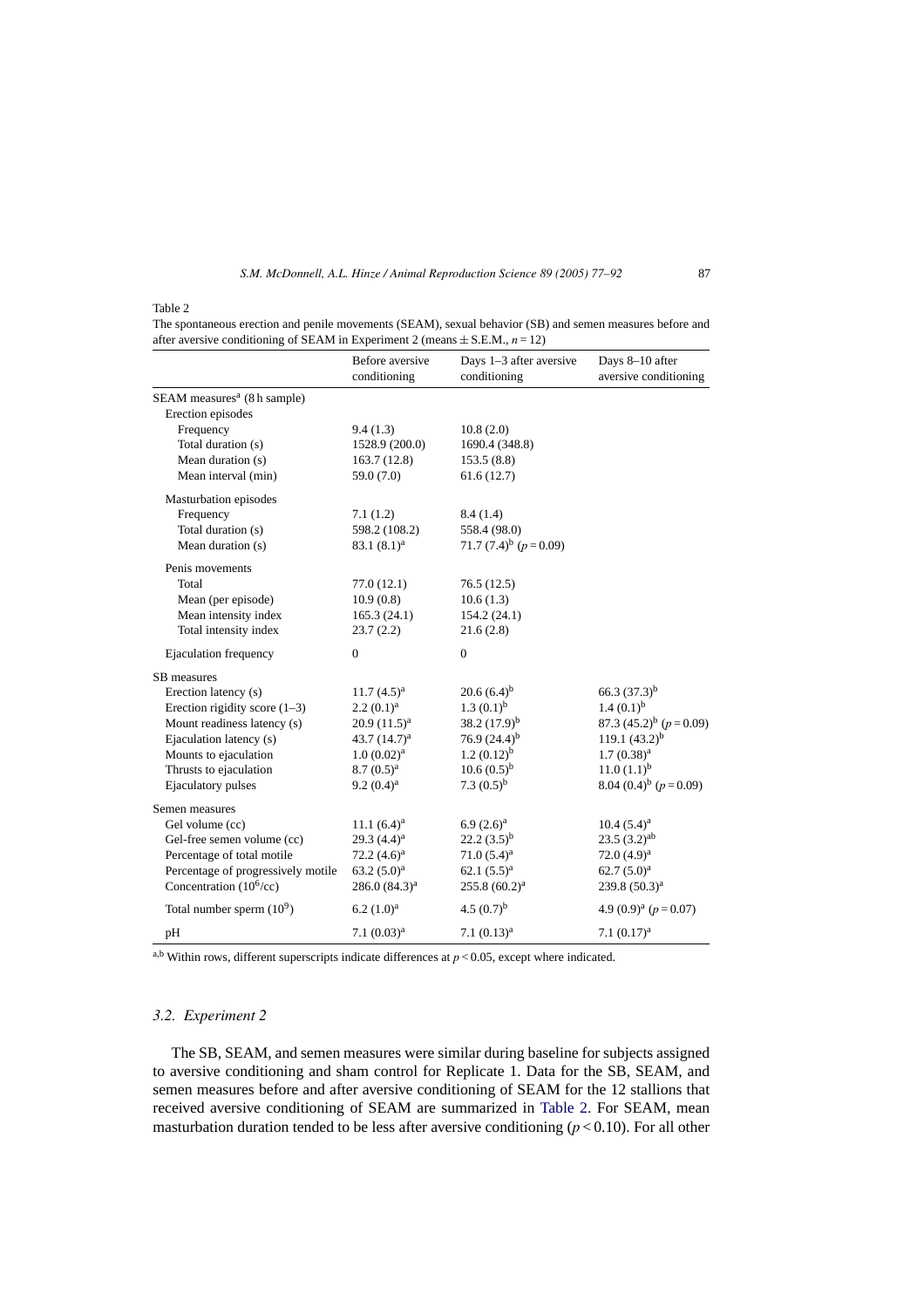Table 2

The spontaneous erection and penile movements (SEAM), sexual behavior (SB) and semen measures before and after aversive conditioning of SEAM in Experiment 2 (means ± S.E.M., $n = 12$)

| | Before aversive conditioning | Days 1–3 after aversive conditioning | Days 8–10 after aversive conditioning |
|---|---|---|---|
| SEAM measures[a] (8 h sample) | | | |
| Erection episodes | | | |
| Frequency | 9.4 (1.3) | 10.8 (2.0) | |
| Total duration (s) | 1528.9 (200.0) | 1690.4 (348.8) | |
| Mean duration (s) | 163.7 (12.8) | 153.5 (8.8) | |
| Mean interval (min) | 59.0 (7.0) | 61.6 (12.7) | |
| Masturbation episodes | | | |
| Frequency | 7.1 (1.2) | 8.4 (1.4) | |
| Total duration (s) | 598.2 (108.2) | 558.4 (98.0) | |
| Mean duration (s) | 83.1 (8.1)[a] | 71.7 (7.4)[b] ($p = 0.09$) | |
| Penis movements | | | |
| Total | 77.0 (12.1) | 76.5 (12.5) | |
| Mean (per episode) | 10.9 (0.8) | 10.6 (1.3) | |
| Mean intensity index | 165.3 (24.1) | 154.2 (24.1) | |
| Total intensity index | 23.7 (2.2) | 21.6 (2.8) | |
| Ejaculation frequency | 0 | 0 | |
| SB measures | | | |
| Erection latency (s) | 11.7 (4.5)[a] | 20.6 (6.4)[b] | 66.3 (37.3)[b] |
| Erection rigidity score (1–3) | 2.2 (0.1)[a] | 1.3 (0.1)[b] | 1.4 (0.1)[b] |
| Mount readiness latency (s) | 20.9 (11.5)[a] | 38.2 (17.9)[b] | 87.3 (45.2)[b] ($p = 0.09$) |
| Ejaculation latency (s) | 43.7 (14.7)[a] | 76.9 (24.4)[b] | 119.1 (43.2)[b] |
| Mounts to ejaculation | 1.0 (0.02)[a] | 1.2 (0.12)[b] | 1.7 (0.38)[a] |
| Thrusts to ejaculation | 8.7 (0.5)[a] | 10.6 (0.5)[b] | 11.0 (1.1)[b] |
| Ejaculatory pulses | 9.2 (0.4)[a] | 7.3 (0.5)[b] | 8.04 (0.4)[b] ($p = 0.09$) |
| Semen measures | | | |
| Gel volume (cc) | 11.1 (6.4)[a] | 6.9 (2.6)[a] | 10.4 (5.4)[a] |
| Gel-free semen volume (cc) | 29.3 (4.4)[a] | 22.2 (3.5)[b] | 23.5 (3.2)[ab] |
| Percentage of total motile | 72.2 (4.6)[a] | 71.0 (5.4)[a] | 72.0 (4.9)[a] |
| Percentage of progressively motile | 63.2 (5.0)[a] | 62.1 (5.5)[a] | 62.7 (5.0)[a] |
| Concentration ($10^6$/cc) | 286.0 (84.3)[a] | 255.8 (60.2)[a] | 239.8 (50.3)[a] |
| Total number sperm ($10^9$) | 6.2 (1.0)[a] | 4.5 (0.7)[b] | 4.9 (0.9)[a] ($p = 0.07$) |
| pH | 7.1 (0.03)[a] | 7.1 (0.13)[a] | 7.1 (0.17)[a] |

[a,b] Within rows, different superscripts indicate differences at $p < 0.05$, except where indicated.

### 3.2. Experiment 2

The SB, SEAM, and semen measures were similar during baseline for subjects assigned to aversive conditioning and sham control for Replicate 1. Data for the SB, SEAM, and semen measures before and after aversive conditioning of SEAM for the 12 stallions that received aversive conditioning of SEAM are summarized in Table 2. For SEAM, mean masturbation duration tended to be less after aversive conditioning ($p < 0.10$). For all other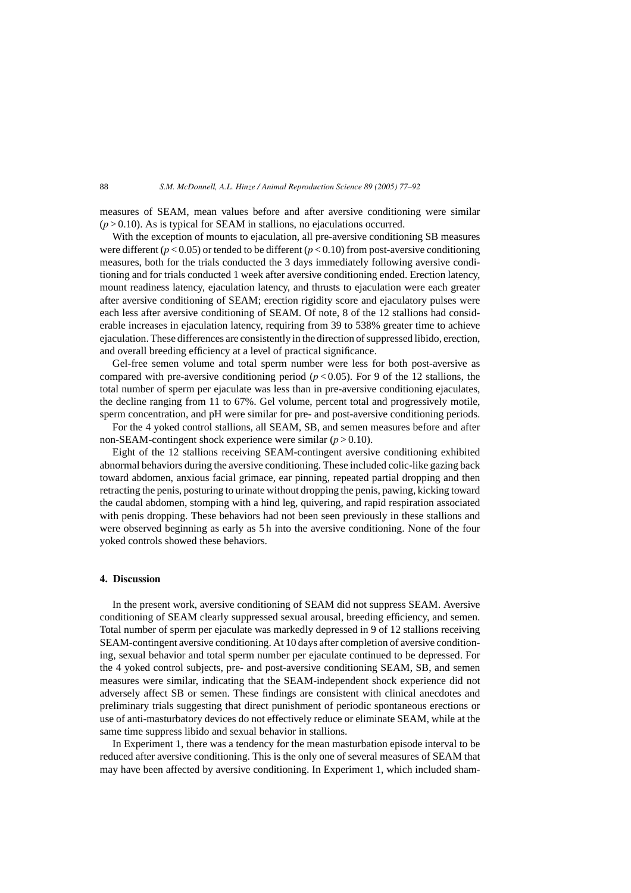measures of SEAM, mean values before and after aversive conditioning were similar ($p > 0.10$). As is typical for SEAM in stallions, no ejaculations occurred.

With the exception of mounts to ejaculation, all pre-aversive conditioning SB measures were different ($p < 0.05$) or tended to be different ($p < 0.10$) from post-aversive conditioning measures, both for the trials conducted the 3 days immediately following aversive conditioning and for trials conducted 1 week after aversive conditioning ended. Erection latency, mount readiness latency, ejaculation latency, and thrusts to ejaculation were each greater after aversive conditioning of SEAM; erection rigidity score and ejaculatory pulses were each less after aversive conditioning of SEAM. Of note, 8 of the 12 stallions had considerable increases in ejaculation latency, requiring from 39 to 538% greater time to achieve ejaculation. These differences are consistently in the direction of suppressed libido, erection, and overall breeding efficiency at a level of practical significance.

Gel-free semen volume and total sperm number were less for both post-aversive as compared with pre-aversive conditioning period ($p < 0.05$). For 9 of the 12 stallions, the total number of sperm per ejaculate was less than in pre-aversive conditioning ejaculates, the decline ranging from 11 to 67%. Gel volume, percent total and progressively motile, sperm concentration, and pH were similar for pre- and post-aversive conditioning periods.

For the 4 yoked control stallions, all SEAM, SB, and semen measures before and after non-SEAM-contingent shock experience were similar ($p > 0.10$).

Eight of the 12 stallions receiving SEAM-contingent aversive conditioning exhibited abnormal behaviors during the aversive conditioning. These included colic-like gazing back toward abdomen, anxious facial grimace, ear pinning, repeated partial dropping and then retracting the penis, posturing to urinate without dropping the penis, pawing, kicking toward the caudal abdomen, stomping with a hind leg, quivering, and rapid respiration associated with penis dropping. These behaviors had not been seen previously in these stallions and were observed beginning as early as 5 h into the aversive conditioning. None of the four yoked controls showed these behaviors.

## 4. Discussion

In the present work, aversive conditioning of SEAM did not suppress SEAM. Aversive conditioning of SEAM clearly suppressed sexual arousal, breeding efficiency, and semen. Total number of sperm per ejaculate was markedly depressed in 9 of 12 stallions receiving SEAM-contingent aversive conditioning. At 10 days after completion of aversive conditioning, sexual behavior and total sperm number per ejaculate continued to be depressed. For the 4 yoked control subjects, pre- and post-aversive conditioning SEAM, SB, and semen measures were similar, indicating that the SEAM-independent shock experience did not adversely affect SB or semen. These findings are consistent with clinical anecdotes and preliminary trials suggesting that direct punishment of periodic spontaneous erections or use of anti-masturbatory devices do not effectively reduce or eliminate SEAM, while at the same time suppress libido and sexual behavior in stallions.

In Experiment 1, there was a tendency for the mean masturbation episode interval to be reduced after aversive conditioning. This is the only one of several measures of SEAM that may have been affected by aversive conditioning. In Experiment 1, which included sham-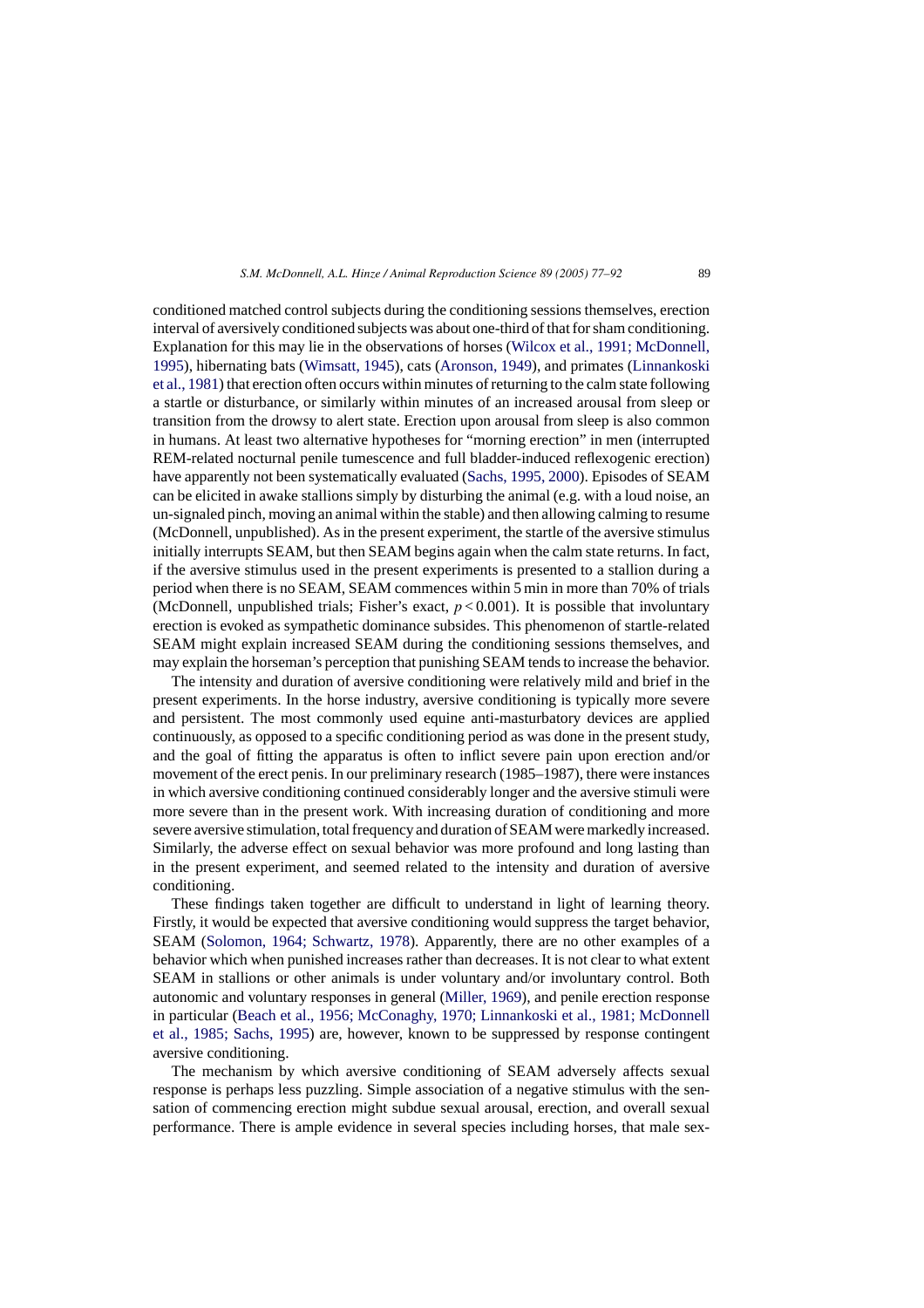conditioned matched control subjects during the conditioning sessions themselves, erection interval of aversively conditioned subjects was about one-third of that for sham conditioning. Explanation for this may lie in the observations of horses (Wilcox et al., 1991; McDonnell, 1995), hibernating bats (Wimsatt, 1945), cats (Aronson, 1949), and primates (Linnankoski et al., 1981) that erection often occurs within minutes of returning to the calm state following a startle or disturbance, or similarly within minutes of an increased arousal from sleep or transition from the drowsy to alert state. Erection upon arousal from sleep is also common in humans. At least two alternative hypotheses for "morning erection" in men (interrupted REM-related nocturnal penile tumescence and full bladder-induced reflexogenic erection) have apparently not been systematically evaluated (Sachs, 1995, 2000). Episodes of SEAM can be elicited in awake stallions simply by disturbing the animal (e.g. with a loud noise, an un-signaled pinch, moving an animal within the stable) and then allowing calming to resume (McDonnell, unpublished). As in the present experiment, the startle of the aversive stimulus initially interrupts SEAM, but then SEAM begins again when the calm state returns. In fact, if the aversive stimulus used in the present experiments is presented to a stallion during a period when there is no SEAM, SEAM commences within 5 min in more than 70% of trials (McDonnell, unpublished trials; Fisher's exact, $p < 0.001$). It is possible that involuntary erection is evoked as sympathetic dominance subsides. This phenomenon of startle-related SEAM might explain increased SEAM during the conditioning sessions themselves, and may explain the horseman's perception that punishing SEAM tends to increase the behavior.

The intensity and duration of aversive conditioning were relatively mild and brief in the present experiments. In the horse industry, aversive conditioning is typically more severe and persistent. The most commonly used equine anti-masturbatory devices are applied continuously, as opposed to a specific conditioning period as was done in the present study, and the goal of fitting the apparatus is often to inflict severe pain upon erection and/or movement of the erect penis. In our preliminary research (1985–1987), there were instances in which aversive conditioning continued considerably longer and the aversive stimuli were more severe than in the present work. With increasing duration of conditioning and more severe aversive stimulation, total frequency and duration of SEAM were markedly increased. Similarly, the adverse effect on sexual behavior was more profound and long lasting than in the present experiment, and seemed related to the intensity and duration of aversive conditioning.

These findings taken together are difficult to understand in light of learning theory. Firstly, it would be expected that aversive conditioning would suppress the target behavior, SEAM (Solomon, 1964; Schwartz, 1978). Apparently, there are no other examples of a behavior which when punished increases rather than decreases. It is not clear to what extent SEAM in stallions or other animals is under voluntary and/or involuntary control. Both autonomic and voluntary responses in general (Miller, 1969), and penile erection response in particular (Beach et al., 1956; McConaghy, 1970; Linnankoski et al., 1981; McDonnell et al., 1985; Sachs, 1995) are, however, known to be suppressed by response contingent aversive conditioning.

The mechanism by which aversive conditioning of SEAM adversely affects sexual response is perhaps less puzzling. Simple association of a negative stimulus with the sensation of commencing erection might subdue sexual arousal, erection, and overall sexual performance. There is ample evidence in several species including horses, that male sex-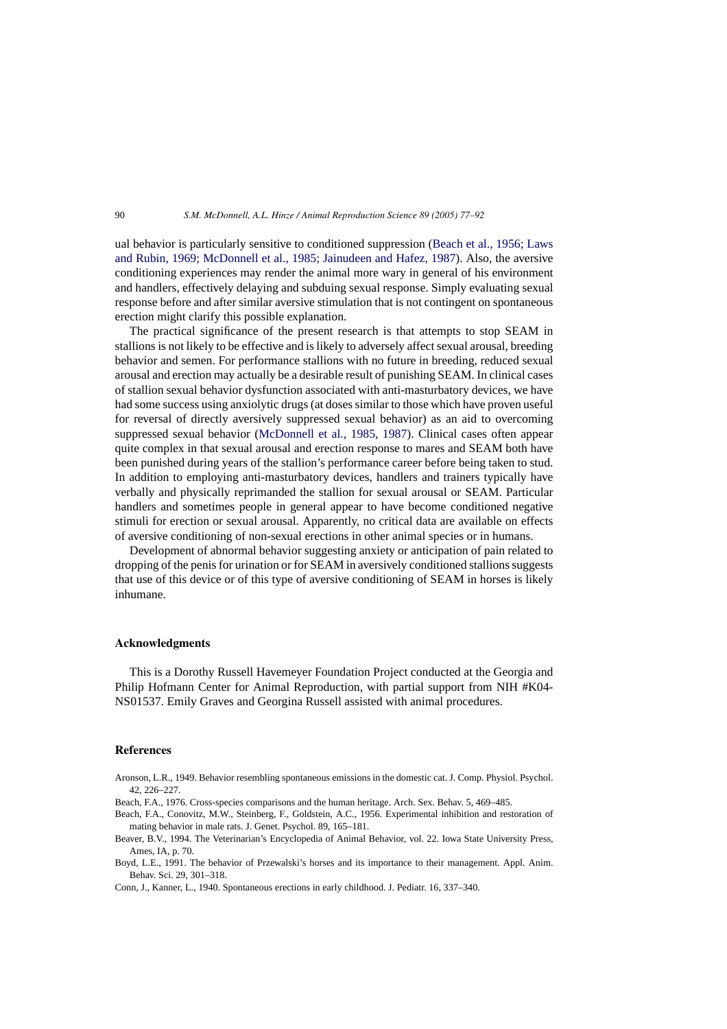ual behavior is particularly sensitive to conditioned suppression (Beach et al., 1956; Laws and Rubin, 1969; McDonnell et al., 1985; Jainudeen and Hafez, 1987). Also, the aversive conditioning experiences may render the animal more wary in general of his environment and handlers, effectively delaying and subduing sexual response. Simply evaluating sexual response before and after similar aversive stimulation that is not contingent on spontaneous erection might clarify this possible explanation.

The practical significance of the present research is that attempts to stop SEAM in stallions is not likely to be effective and is likely to adversely affect sexual arousal, breeding behavior and semen. For performance stallions with no future in breeding, reduced sexual arousal and erection may actually be a desirable result of punishing SEAM. In clinical cases of stallion sexual behavior dysfunction associated with anti-masturbatory devices, we have had some success using anxiolytic drugs (at doses similar to those which have proven useful for reversal of directly aversively suppressed sexual behavior) as an aid to overcoming suppressed sexual behavior (McDonnell et al., 1985, 1987). Clinical cases often appear quite complex in that sexual arousal and erection response to mares and SEAM both have been punished during years of the stallion's performance career before being taken to stud. In addition to employing anti-masturbatory devices, handlers and trainers typically have verbally and physically reprimanded the stallion for sexual arousal or SEAM. Particular handlers and sometimes people in general appear to have become conditioned negative stimuli for erection or sexual arousal. Apparently, no critical data are available on effects of aversive conditioning of non-sexual erections in other animal species or in humans.

Development of abnormal behavior suggesting anxiety or anticipation of pain related to dropping of the penis for urination or for SEAM in aversively conditioned stallions suggests that use of this device or of this type of aversive conditioning of SEAM in horses is likely inhumane.

## Acknowledgments

This is a Dorothy Russell Havemeyer Foundation Project conducted at the Georgia and Philip Hofmann Center for Animal Reproduction, with partial support from NIH #K04-NS01537. Emily Graves and Georgina Russell assisted with animal procedures.

## References

Aronson, L.R., 1949. Behavior resembling spontaneous emissions in the domestic cat. J. Comp. Physiol. Psychol. 42, 226–227.

Beach, F.A., 1976. Cross-species comparisons and the human heritage. Arch. Sex. Behav. 5, 469–485.

Beach, F.A., Conovitz, M.W., Steinberg, F., Goldstein, A.C., 1956. Experimental inhibition and restoration of mating behavior in male rats. J. Genet. Psychol. 89, 165–181.

Beaver, B.V., 1994. The Veterinarian's Encyclopedia of Animal Behavior, vol. 22. Iowa State University Press, Ames, IA, p. 70.

Boyd, L.E., 1991. The behavior of Przewalski's horses and its importance to their management. Appl. Anim. Behav. Sci. 29, 301–318.

Conn, J., Kanner, L., 1940. Spontaneous erections in early childhood. J. Pediatr. 16, 337–340.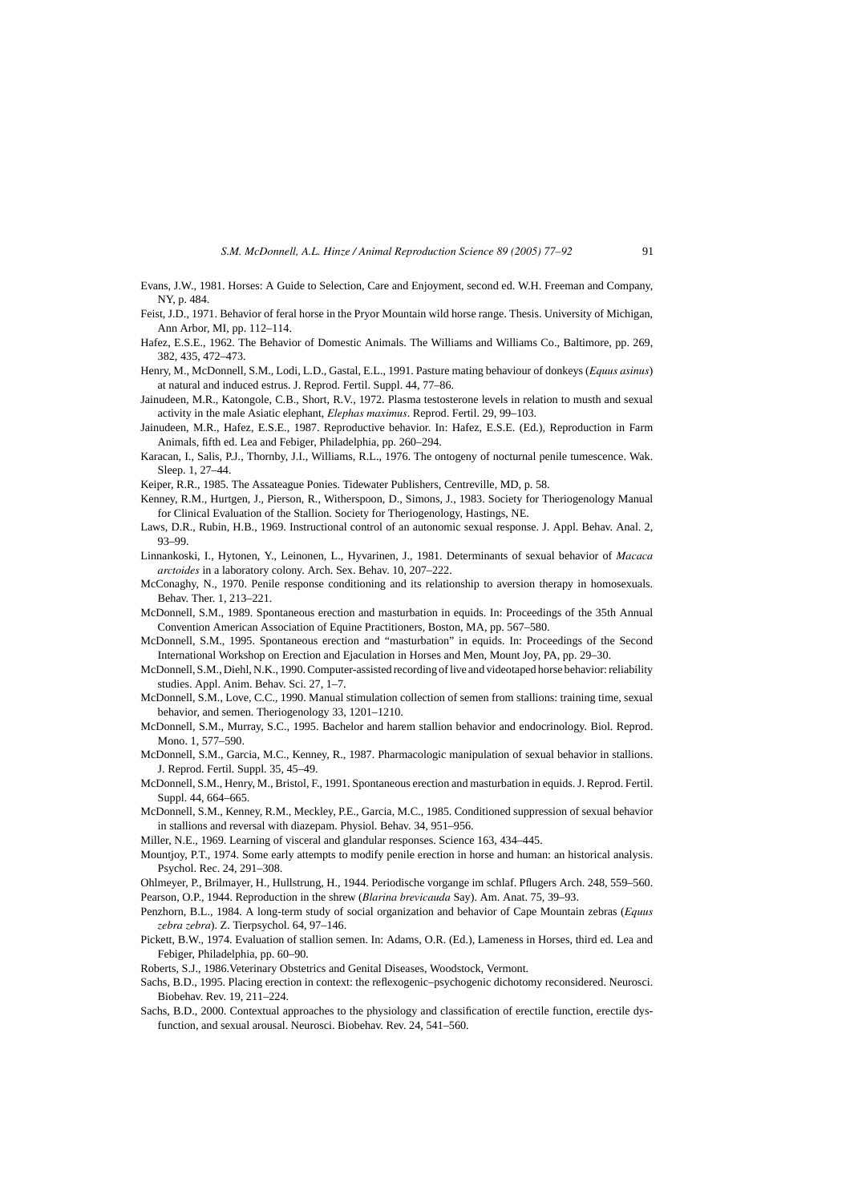Evans, J.W., 1981. Horses: A Guide to Selection, Care and Enjoyment, second ed. W.H. Freeman and Company, NY, p. 484.

Feist, J.D., 1971. Behavior of feral horse in the Pryor Mountain wild horse range. Thesis. University of Michigan, Ann Arbor, MI, pp. 112–114.

Hafez, E.S.E., 1962. The Behavior of Domestic Animals. The Williams and Williams Co., Baltimore, pp. 269, 382, 435, 472–473.

Henry, M., McDonnell, S.M., Lodi, L.D., Gastal, E.L., 1991. Pasture mating behaviour of donkeys (*Equus asinus*) at natural and induced estrus. J. Reprod. Fertil. Suppl. 44, 77–86.

Jainudeen, M.R., Katongole, C.B., Short, R.V., 1972. Plasma testosterone levels in relation to musth and sexual activity in the male Asiatic elephant, *Elephas maximus*. Reprod. Fertil. 29, 99–103.

Jainudeen, M.R., Hafez, E.S.E., 1987. Reproductive behavior. In: Hafez, E.S.E. (Ed.), Reproduction in Farm Animals, fifth ed. Lea and Febiger, Philadelphia, pp. 260–294.

Karacan, I., Salis, P.J., Thornby, J.I., Williams, R.L., 1976. The ontogeny of nocturnal penile tumescence. Wak. Sleep. 1, 27–44.

Keiper, R.R., 1985. The Assateague Ponies. Tidewater Publishers, Centreville, MD, p. 58.

Kenney, R.M., Hurtgen, J., Pierson, R., Witherspoon, D., Simons, J., 1983. Society for Theriogenology Manual for Clinical Evaluation of the Stallion. Society for Theriogenology, Hastings, NE.

Laws, D.R., Rubin, H.B., 1969. Instructional control of an autonomic sexual response. J. Appl. Behav. Anal. 2, 93–99.

Linnankoski, I., Hytonen, Y., Leinonen, L., Hyvarinen, J., 1981. Determinants of sexual behavior of *Macaca arctoides* in a laboratory colony. Arch. Sex. Behav. 10, 207–222.

McConaghy, N., 1970. Penile response conditioning and its relationship to aversion therapy in homosexuals. Behav. Ther. 1, 213–221.

McDonnell, S.M., 1989. Spontaneous erection and masturbation in equids. In: Proceedings of the 35th Annual Convention American Association of Equine Practitioners, Boston, MA, pp. 567–580.

McDonnell, S.M., 1995. Spontaneous erection and "masturbation" in equids. In: Proceedings of the Second International Workshop on Erection and Ejaculation in Horses and Men, Mount Joy, PA, pp. 29–30.

McDonnell, S.M., Diehl, N.K., 1990. Computer-assisted recording of live and videotaped horse behavior: reliability studies. Appl. Anim. Behav. Sci. 27, 1–7.

McDonnell, S.M., Love, C.C., 1990. Manual stimulation collection of semen from stallions: training time, sexual behavior, and semen. Theriogenology 33, 1201–1210.

McDonnell, S.M., Murray, S.C., 1995. Bachelor and harem stallion behavior and endocrinology. Biol. Reprod. Mono. 1, 577–590.

McDonnell, S.M., Garcia, M.C., Kenney, R., 1987. Pharmacologic manipulation of sexual behavior in stallions. J. Reprod. Fertil. Suppl. 35, 45–49.

McDonnell, S.M., Henry, M., Bristol, F., 1991. Spontaneous erection and masturbation in equids. J. Reprod. Fertil. Suppl. 44, 664–665.

McDonnell, S.M., Kenney, R.M., Meckley, P.E., Garcia, M.C., 1985. Conditioned suppression of sexual behavior in stallions and reversal with diazepam. Physiol. Behav. 34, 951–956.

Miller, N.E., 1969. Learning of visceral and glandular responses. Science 163, 434–445.

Mountjoy, P.T., 1974. Some early attempts to modify penile erection in horse and human: an historical analysis. Psychol. Rec. 24, 291–308.

Ohlmeyer, P., Brilmayer, H., Hullstrung, H., 1944. Periodische vorgange im schlaf. Pflugers Arch. 248, 559–560.

Pearson, O.P., 1944. Reproduction in the shrew (*Blarina brevicauda* Say). Am. Anat. 75, 39–93.

Penzhorn, B.L., 1984. A long-term study of social organization and behavior of Cape Mountain zebras (*Equus zebra zebra*). Z. Tierpsychol. 64, 97–146.

Pickett, B.W., 1974. Evaluation of stallion semen. In: Adams, O.R. (Ed.), Lameness in Horses, third ed. Lea and Febiger, Philadelphia, pp. 60–90.

Roberts, S.J., 1986.Veterinary Obstetrics and Genital Diseases, Woodstock, Vermont.

Sachs, B.D., 1995. Placing erection in context: the reflexogenic–psychogenic dichotomy reconsidered. Neurosci. Biobehav. Rev. 19, 211–224.

Sachs, B.D., 2000. Contextual approaches to the physiology and classification of erectile function, erectile dysfunction, and sexual arousal. Neurosci. Biobehav. Rev. 24, 541–560.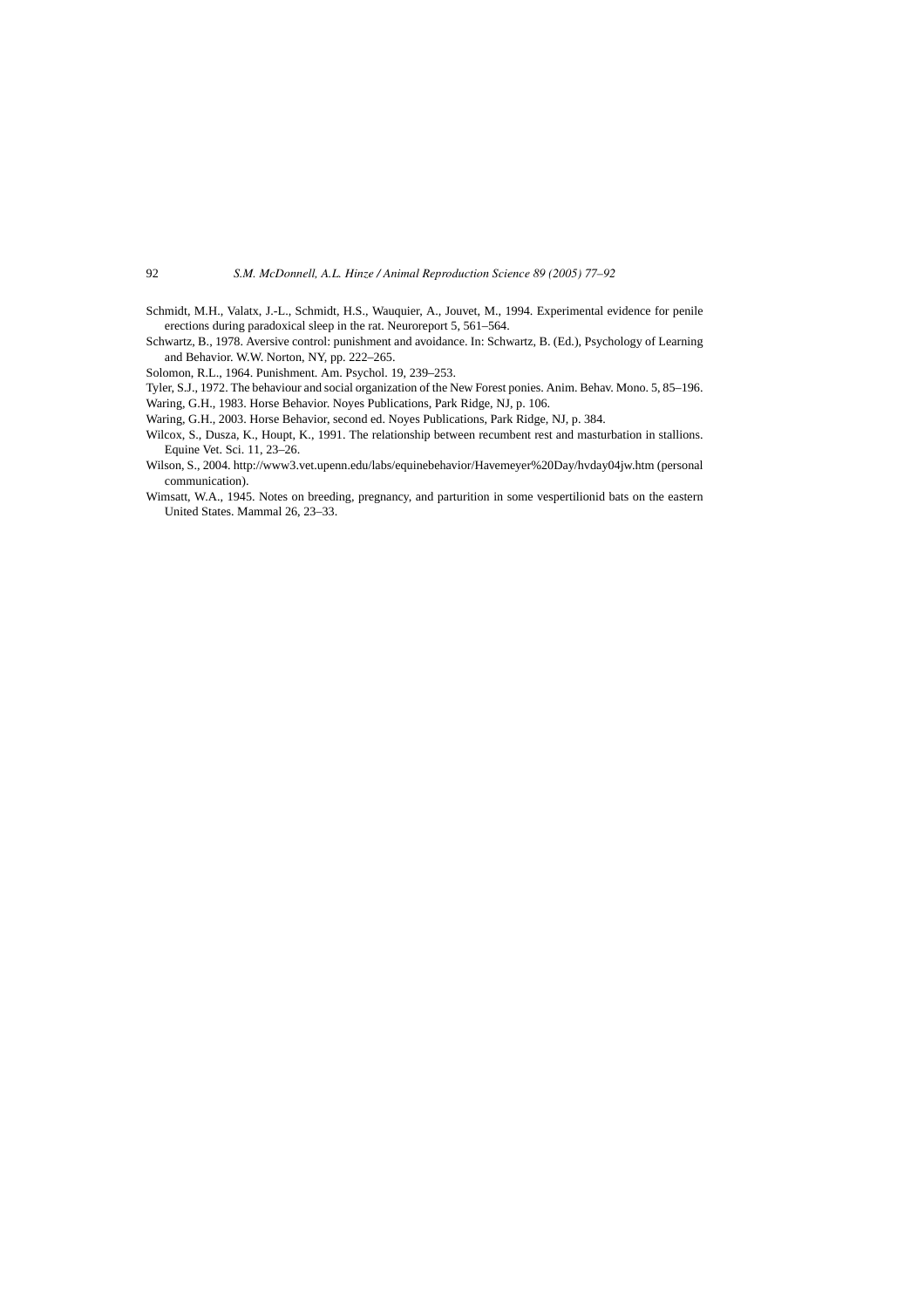Schmidt, M.H., Valatx, J.-L., Schmidt, H.S., Wauquier, A., Jouvet, M., 1994. Experimental evidence for penile erections during paradoxical sleep in the rat. Neuroreport 5, 561–564.

Schwartz, B., 1978. Aversive control: punishment and avoidance. In: Schwartz, B. (Ed.), Psychology of Learning and Behavior. W.W. Norton, NY, pp. 222–265.

Solomon, R.L., 1964. Punishment. Am. Psychol. 19, 239–253.

Tyler, S.J., 1972. The behaviour and social organization of the New Forest ponies. Anim. Behav. Mono. 5, 85–196.

Waring, G.H., 1983. Horse Behavior. Noyes Publications, Park Ridge, NJ, p. 106.

Waring, G.H., 2003. Horse Behavior, second ed. Noyes Publications, Park Ridge, NJ, p. 384.

Wilcox, S., Dusza, K., Houpt, K., 1991. The relationship between recumbent rest and masturbation in stallions. Equine Vet. Sci. 11, 23–26.

Wilson, S., 2004. http://www3.vet.upenn.edu/labs/equinebehavior/Havemeyer%20Day/hvday04jw.htm (personal communication).

Wimsatt, W.A., 1945. Notes on breeding, pregnancy, and parturition in some vespertilionid bats on the eastern United States. Mammal 26, 23–33.